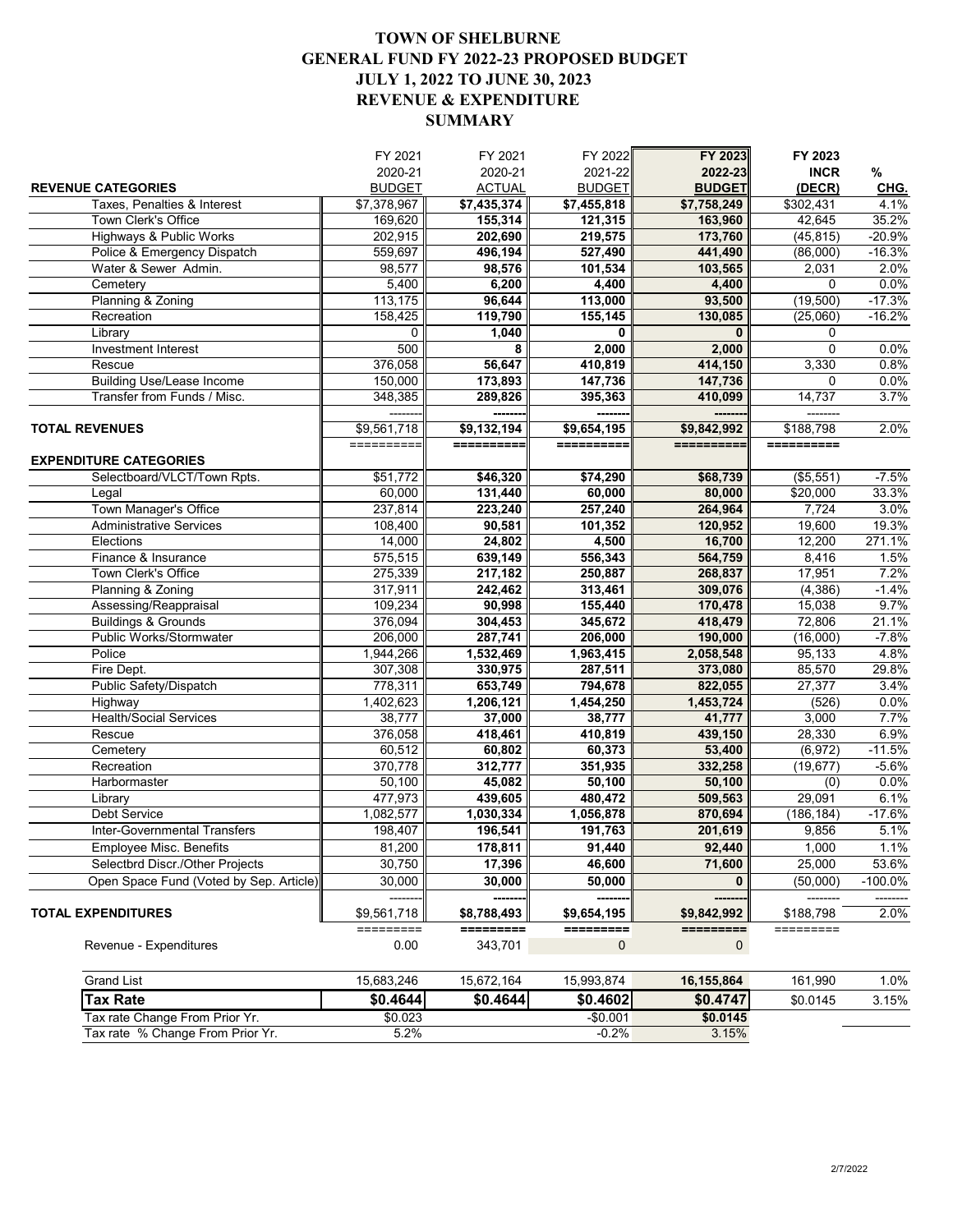# TOWN OF SHELBURNE
## GENERAL FUND FY 2022-23 PROPOSED BUDGET
## JULY 1, 2022 TO JUNE 30, 2023
## REVENUE & EXPENDITURE
## SUMMARY

| | FY 2021 2020-21 BUDGET | FY 2021 2020-21 ACTUAL | FY 2022 2021-22 BUDGET | FY 2023 2022-23 BUDGET | FY 2023 INCR (DECR) | % CHG. |
|---|---|---|---|---|---|---|
| **REVENUE CATEGORIES** | | | | | | |
| Taxes, Penalties & Interest | $7,378,967 | $7,435,374 | $7,455,818 | $7,758,249 | $302,431 | 4.1% |
| Town Clerk's Office | 169,620 | 155,314 | 121,315 | 163,960 | 42,645 | 35.2% |
| Highways & Public Works | 202,915 | 202,690 | 219,575 | 173,760 | (45,815) | -20.9% |
| Police & Emergency Dispatch | 559,697 | 496,194 | 527,490 | 441,490 | (86,000) | -16.3% |
| Water & Sewer Admin. | 98,577 | 98,576 | 101,534 | 103,565 | 2,031 | 2.0% |
| Cemetery | 5,400 | 6,200 | 4,400 | 4,400 | 0 | 0.0% |
| Planning & Zoning | 113,175 | 96,644 | 113,000 | 93,500 | (19,500) | -17.3% |
| Recreation | 158,425 | 119,790 | 155,145 | 130,085 | (25,060) | -16.2% |
| Library | 0 | 1,040 | 0 | 0 | 0 | |
| Investment Interest | 500 | 8 | 2,000 | 2,000 | 0 | 0.0% |
| Rescue | 376,058 | 56,647 | 410,819 | 414,150 | 3,330 | 0.8% |
| Building Use/Lease Income | 150,000 | 173,893 | 147,736 | 147,736 | 0 | 0.0% |
| Transfer from Funds / Misc. | 348,385 | 289,826 | 395,363 | 410,099 | 14,737 | 3.7% |
| **TOTAL REVENUES** | $9,561,718 | $9,132,194 | $9,654,195 | $9,842,992 | $188,798 | 2.0% |
| **EXPENDITURE CATEGORIES** | | | | | | |
| Selectboard/VLCT/Town Rpts. | $51,772 | $46,320 | $74,290 | $68,739 | ($5,551) | -7.5% |
| Legal | 60,000 | 131,440 | 60,000 | 80,000 | $20,000 | 33.3% |
| Town Manager's Office | 237,814 | 223,240 | 257,240 | 264,964 | 7,724 | 3.0% |
| Administrative Services | 108,400 | 90,581 | 101,352 | 120,952 | 19,600 | 19.3% |
| Elections | 14,000 | 24,802 | 4,500 | 16,700 | 12,200 | 271.1% |
| Finance & Insurance | 575,515 | 639,149 | 556,343 | 564,759 | 8,416 | 1.5% |
| Town Clerk's Office | 275,339 | 217,182 | 250,887 | 268,837 | 17,951 | 7.2% |
| Planning & Zoning | 317,911 | 242,462 | 313,461 | 309,076 | (4,386) | -1.4% |
| Assessing/Reappraisal | 109,234 | 90,998 | 155,440 | 170,478 | 15,038 | 9.7% |
| Buildings & Grounds | 376,094 | 304,453 | 345,672 | 418,479 | 72,806 | 21.1% |
| Public Works/Stormwater | 206,000 | 287,741 | 206,000 | 190,000 | (16,000) | -7.8% |
| Police | 1,944,266 | 1,532,469 | 1,963,415 | 2,058,548 | 95,133 | 4.8% |
| Fire Dept. | 307,308 | 330,975 | 287,511 | 373,080 | 85,570 | 29.8% |
| Public Safety/Dispatch | 778,311 | 653,749 | 794,678 | 822,055 | 27,377 | 3.4% |
| Highway | 1,402,623 | 1,206,121 | 1,454,250 | 1,453,724 | (526) | 0.0% |
| Health/Social Services | 38,777 | 37,000 | 38,777 | 41,777 | 3,000 | 7.7% |
| Rescue | 376,058 | 418,461 | 410,819 | 439,150 | 28,330 | 6.9% |
| Cemetery | 60,512 | 60,802 | 60,373 | 53,400 | (6,972) | -11.5% |
| Recreation | 370,778 | 312,777 | 351,935 | 332,258 | (19,677) | -5.6% |
| Harbormaster | 50,100 | 45,082 | 50,100 | 50,100 | (0) | 0.0% |
| Library | 477,973 | 439,605 | 480,472 | 509,563 | 29,091 | 6.1% |
| Debt Service | 1,082,577 | 1,030,334 | 1,056,878 | 870,694 | (186,184) | -17.6% |
| Inter-Governmental Transfers | 198,407 | 196,541 | 191,763 | 201,619 | 9,856 | 5.1% |
| Employee Misc. Benefits | 81,200 | 178,811 | 91,440 | 92,440 | 1,000 | 1.1% |
| Selectbrd Discr./Other Projects | 30,750 | 17,396 | 46,600 | 71,600 | 25,000 | 53.6% |
| Open Space Fund (Voted by Sep. Article) | 30,000 | 30,000 | 50,000 | 0 | (50,000) | -100.0% |
| **TOTAL EXPENDITURES** | $9,561,718 | $8,788,493 | $9,654,195 | $9,842,992 | $188,798 | 2.0% |
| Revenue - Expenditures | 0.00 | 343,701 | 0 | 0 | | |
| Grand List | 15,683,246 | 15,672,164 | 15,993,874 | 16,155,864 | 161,990 | 1.0% |
| **Tax Rate** | **$0.4644** | **$0.4644** | **$0.4602** | **$0.4747** | $0.0145 | 3.15% |
| Tax rate Change From Prior Yr. | $0.023 | | -$0.001 | $0.0145 | | |
| Tax rate % Change From Prior Yr. | 5.2% | | -0.2% | 3.15% | | |

2/7/2022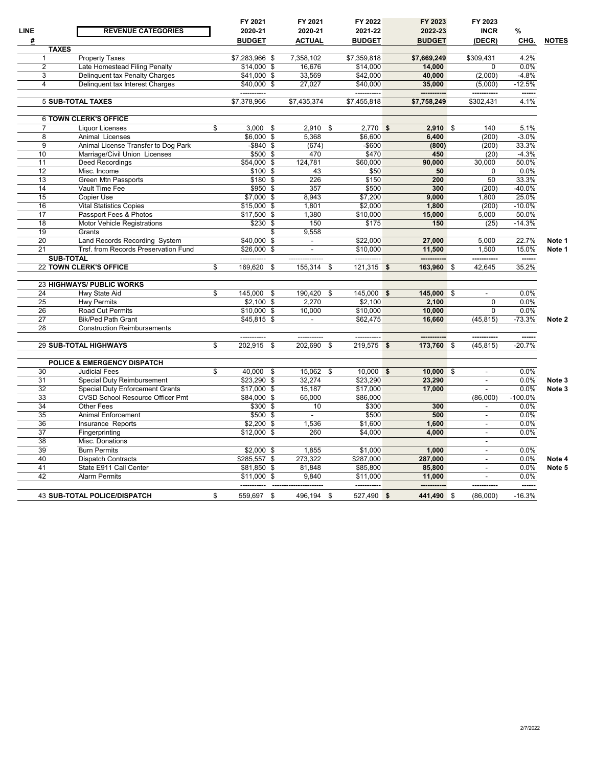| LINE # | REVENUE CATEGORIES | FY 2021 2020-21 BUDGET | FY 2021 2020-21 ACTUAL | FY 2022 2021-22 BUDGET | FY 2023 2022-23 BUDGET | FY 2023 INCR (DECR) | % CHG. | NOTES |
|---|---|---|---|---|---|---|---|---|
| | **TAXES** | | | | | | | |
| 1 | Property Taxes | $7,283,966 | $ 7,358,102 | $7,359,818 | **$7,669,249** | $309,431 | 4.2% | |
| 2 | Late Homestead Filing Penalty | $14,000 | $ 16,676 | $14,000 | **14,000** | 0 | 0.0% | |
| 3 | Delinquent tax Penalty Charges | $41,000 | $ 33,569 | $42,000 | **40,000** | (2,000) | -4.8% | |
| 4 | Delinquent tax Interest Charges | $40,000 | $ 27,027 | $40,000 | **35,000** | (5,000) | -12.5% | |
| | | ----------- | | ----------- | ----------- | ----------- | ------ | |
| 5 | **SUB-TOTAL TAXES** | $7,378,966 | $7,435,374 | $7,455,818 | **$7,758,249** | $302,431 | 4.1% | |
| 6 | **TOWN CLERK'S OFFICE** | | | | | | | |
| 7 | Liquor Licenses | $ 3,000 | $ 2,910 | $ 2,770 | **$ 2,910** | $ 140 | 5.1% | |
| 8 | Animal Licenses | $6,000 | $ 5,368 | $6,600 | **6,400** | (200) | -3.0% | |
| 9 | Animal License Transfer to Dog Park | -$840 | $ (674) | -$600 | **(800)** | (200) | 33.3% | |
| 10 | Marriage/Civil Union Licenses | $500 | $ 470 | $470 | **450** | (20) | -4.3% | |
| 11 | Deed Recordings | $54,000 | $ 124,781 | $60,000 | **90,000** | 30,000 | 50.0% | |
| 12 | Misc. Income | $100 | $ 43 | $50 | **50** | 0 | 0.0% | |
| 13 | Green Mtn Passports | $180 | $ 226 | $150 | **200** | 50 | 33.3% | |
| 14 | Vault Time Fee | $950 | $ 357 | $500 | **300** | (200) | -40.0% | |
| 15 | Copier Use | $7,000 | $ 8,943 | $7,200 | **9,000** | 1,800 | 25.0% | |
| 16 | Vital Statistics Copies | $15,000 | $ 1,801 | $2,000 | **1,800** | (200) | -10.0% | |
| 17 | Passport Fees & Photos | $17,500 | $ 1,380 | $10,000 | **15,000** | 5,000 | 50.0% | |
| 18 | Motor Vehicle Registrations | $230 | $ 150 | $175 | **150** | (25) | -14.3% | |
| 19 | Grants | | $ 9,558 | | | | | |
| 20 | Land Records Recording System | $40,000 | $ - | $22,000 | **27,000** | 5,000 | 22.7% | Note 1 |
| 21 | Trsf. from Records Preservation Fund | $26,000 | $ - | $10,000 | **11,500** | 1,500 | 15.0% | Note 1 |
| | **SUB-TOTAL** | ----------- | --------------- | ----------- | ----------- | ----------- | ------ | |
| 22 | **TOWN CLERK'S OFFICE** | $ 169,620 | $ 155,314 | $ 121,315 | **$ 163,960** | $ 42,645 | 35.2% | |
| 23 | **HIGHWAYS/ PUBLIC WORKS** | | | | | | | |
| 24 | Hwy State Aid | $ 145,000 | $ 190,420 | $ 145,000 | **$ 145,000** | $ - | 0.0% | |
| 25 | Hwy Permits | $2,100 | $ 2,270 | $2,100 | **2,100** | 0 | 0.0% | |
| 26 | Road Cut Permits | $10,000 | $ 10,000 | $10,000 | **10,000** | 0 | 0.0% | |
| 27 | Bik/Ped Path Grant | $45,815 | $ - | $62,475 | **16,660** | (45,815) | -73.3% | Note 2 |
| 28 | Construction Reimbursements | | | | | | | |
| | | ----------- | ----------- | ----------- | ----------- | ----------- | ------ | |
| 29 | **SUB-TOTAL HIGHWAYS** | $ 202,915 | $ 202,690 | $ 219,575 | **$ 173,760** | $ (45,815) | -20.7% | |
| | **POLICE & EMERGENCY DISPATCH** | | | | | | | |
| 30 | Judicial Fees | $ 40,000 | $ 15,062 | $ 10,000 | **$ 10,000** | $ - | 0.0% | |
| 31 | Special Duty Reimbursement | $23,290 | $ 32,274 | $23,290 | **23,290** | - | 0.0% | Note 3 |
| 32 | Special Duty Enforcement Grants | $17,000 | $ 15,187 | $17,000 | **17,000** | - | 0.0% | Note 3 |
| 33 | CVSD School Resource Officer Pmt | $84,000 | $ 65,000 | $86,000 | | (86,000) | -100.0% | |
| 34 | Other Fees | $300 | $ 10 | $300 | **300** | - | 0.0% | |
| 35 | Animal Enforcement | $500 | $ - | $500 | **500** | - | 0.0% | |
| 36 | Insurance Reports | $2,200 | $ 1,536 | $1,600 | **1,600** | - | 0.0% | |
| 37 | Fingerprinting | $12,000 | $ 260 | $4,000 | **4,000** | - | 0.0% | |
| 38 | Misc. Donations | | | | | - | | |
| 39 | Burn Permits | $2,000 | $ 1,855 | $1,000 | **1,000** | - | 0.0% | |
| 40 | Dispatch Contracts | $285,557 | $ 273,322 | $287,000 | **287,000** | - | 0.0% | Note 4 |
| 41 | State E911 Call Center | $81,850 | $ 81,848 | $85,800 | **85,800** | - | 0.0% | Note 5 |
| 42 | Alarm Permits | $11,000 | $ 9,840 | $11,000 | **11,000** | - | 0.0% | |
| | | ----------- | ---------------------- | ----------- | ----------- | ----------- | ------ | |
| 43 | **SUB-TOTAL POLICE/DISPATCH** | $ 559,697 | $ 496,194 | $ 527,490 | **$ 441,490** | $ (86,000) | -16.3% | |

2/7/2022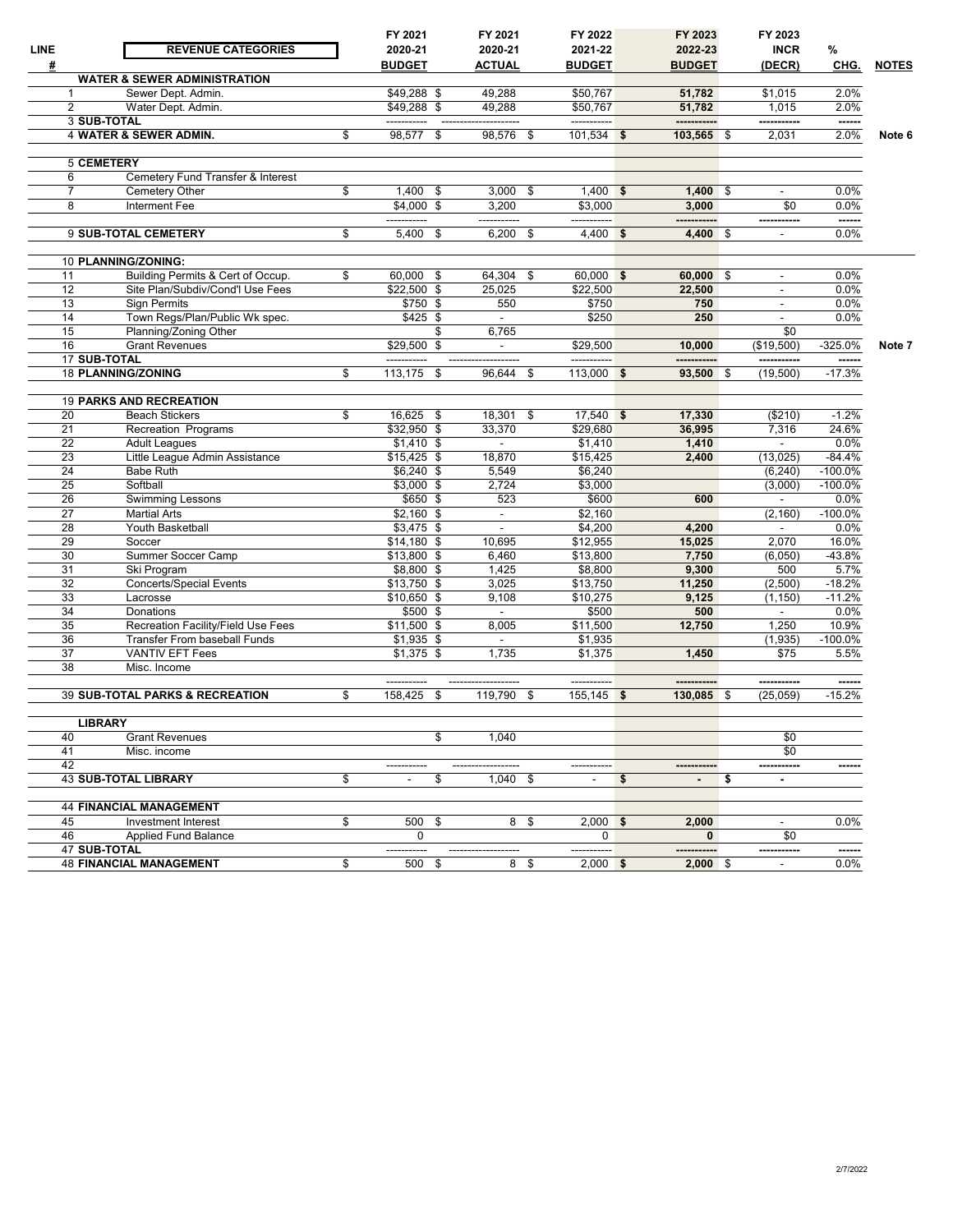| LINE # | REVENUE CATEGORIES | FY 2021 2020-21 BUDGET | FY 2021 2020-21 ACTUAL | FY 2022 2021-22 BUDGET | FY 2023 2022-23 BUDGET | FY 2023 INCR (DECR) | % CHG. | NOTES |
|---|---|---|---|---|---|---|---|---|
| | **WATER & SEWER ADMINISTRATION** | | | | | | | |
| 1 | Sewer Dept. Admin. | $49,288 | $ 49,288 | $50,767 | **51,782** | $1,015 | 2.0% | |
| 2 | Water Dept. Admin. | $49,288 | $ 49,288 | $50,767 | **51,782** | 1,015 | 2.0% | |
| 3 | **SUB-TOTAL** | ----------- | ----------- | ----------- | ----------- | ----------- | ------ | |
| 4 | **WATER & SEWER ADMIN.** | $ 98,577 | $ 98,576 | $ 101,534 | **$ 103,565** | $ 2,031 | 2.0% | Note 6 |
| 5 | **CEMETERY** | | | | | | | |
| 6 | Cemetery Fund Transfer & Interest | | | | | | | |
| 7 | Cemetery Other | $ 1,400 | $ 3,000 | $ 1,400 | **$ 1,400** | $ - | 0.0% | |
| 8 | Interment Fee | $4,000 | $ 3,200 | $3,000 | **3,000** | $0 | 0.0% | |
| | | ----------- | ----------- | ----------- | ----------- | ----------- | ------ | |
| 9 | **SUB-TOTAL CEMETERY** | $ 5,400 | $ 6,200 | $ 4,400 | **$ 4,400** | $ - | 0.0% | |
| 10 | **PLANNING/ZONING:** | | | | | | | |
| 11 | Building Permits & Cert of Occup. | $ 60,000 | $ 64,304 | $ 60,000 | **$ 60,000** | $ - | 0.0% | |
| 12 | Site Plan/Subdiv/Cond'l Use Fees | $22,500 | $ 25,025 | $22,500 | **22,500** | - | 0.0% | |
| 13 | Sign Permits | $750 | $ 550 | $750 | **750** | - | 0.0% | |
| 14 | Town Regs/Plan/Public Wk spec. | $425 | $ - | $250 | **250** | - | 0.0% | |
| 15 | Planning/Zoning Other | | $ 6,765 | | | $0 | | |
| 16 | Grant Revenues | $29,500 | $ - | $29,500 | **10,000** | ($19,500) | -325.0% | Note 7 |
| 17 | **SUB-TOTAL** | ----------- | ----------- | ----------- | ----------- | ----------- | ------ | |
| 18 | **PLANNING/ZONING** | $ 113,175 | $ 96,644 | $ 113,000 | **$ 93,500** | $ (19,500) | -17.3% | |
| 19 | **PARKS AND RECREATION** | | | | | | | |
| 20 | Beach Stickers | $ 16,625 | $ 18,301 | $ 17,540 | **$ 17,330** | ($210) | -1.2% | |
| 21 | Recreation Programs | $32,950 | $ 33,370 | $29,680 | **36,995** | 7,316 | 24.6% | |
| 22 | Adult Leagues | $1,410 | $ - | $1,410 | **1,410** | - | 0.0% | |
| 23 | Little League Admin Assistance | $15,425 | $ 18,870 | $15,425 | **2,400** | (13,025) | -84.4% | |
| 24 | Babe Ruth | $6,240 | $ 5,549 | $6,240 | | (6,240) | -100.0% | |
| 25 | Softball | $3,000 | $ 2,724 | $3,000 | | (3,000) | -100.0% | |
| 26 | Swimming Lessons | $650 | $ 523 | $600 | **600** | - | 0.0% | |
| 27 | Martial Arts | $2,160 | $ - | $2,160 | | (2,160) | -100.0% | |
| 28 | Youth Basketball | $3,475 | $ - | $4,200 | **4,200** | - | 0.0% | |
| 29 | Soccer | $14,180 | $ 10,695 | $12,955 | **15,025** | 2,070 | 16.0% | |
| 30 | Summer Soccer Camp | $13,800 | $ 6,460 | $13,800 | **7,750** | (6,050) | -43.8% | |
| 31 | Ski Program | $8,800 | $ 1,425 | $8,800 | **9,300** | 500 | 5.7% | |
| 32 | Concerts/Special Events | $13,750 | $ 3,025 | $13,750 | **11,250** | (2,500) | -18.2% | |
| 33 | Lacrosse | $10,650 | $ 9,108 | $10,275 | **9,125** | (1,150) | -11.2% | |
| 34 | Donations | $500 | $ - | $500 | **500** | - | 0.0% | |
| 35 | Recreation Facility/Field Use Fees | $11,500 | $ 8,005 | $11,500 | **12,750** | 1,250 | 10.9% | |
| 36 | Transfer From baseball Funds | $1,935 | $ - | $1,935 | | (1,935) | -100.0% | |
| 37 | VANTIV EFT Fees | $1,375 | $ 1,735 | $1,375 | **1,450** | $75 | 5.5% | |
| 38 | Misc. Income | | | | | | | |
| | | ----------- | ----------- | ----------- | ----------- | ----------- | ------ | |
| 39 | **SUB-TOTAL PARKS & RECREATION** | $ 158,425 | $ 119,790 | $ 155,145 | **$ 130,085** | $ (25,059) | -15.2% | |
| | **LIBRARY** | | | | | | | |
| 40 | Grant Revenues | | $ 1,040 | | | $0 | | |
| 41 | Misc. income | | | | | $0 | | |
| 42 | | ----------- | ----------- | ----------- | ----------- | ----------- | ------ | |
| 43 | **SUB-TOTAL LIBRARY** | $ - | $ 1,040 | $ - | **$ -** | **$ -** | | |
| 44 | **FINANCIAL MANAGEMENT** | | | | | | | |
| 45 | Investment Interest | $ 500 | $ 8 | $ 2,000 | **$ 2,000** | - | 0.0% | |
| 46 | Applied Fund Balance | 0 | | 0 | **0** | $0 | | |
| 47 | **SUB-TOTAL** | ----------- | ----------- | ----------- | ----------- | ----------- | ------ | |
| 48 | **FINANCIAL MANAGEMENT** | $ 500 | $ 8 | $ 2,000 | **$ 2,000** | $ - | 0.0% | |

2/7/2022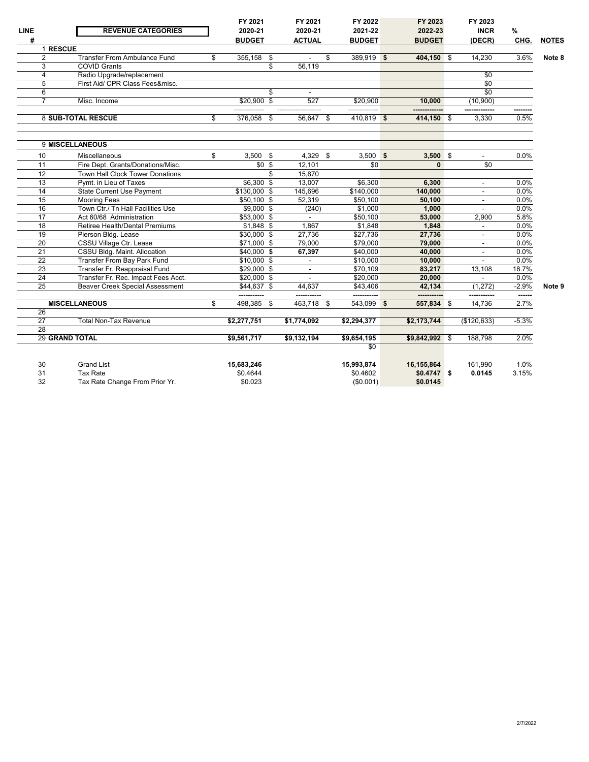| LINE # | REVENUE CATEGORIES | FY 2021 2020-21 BUDGET | FY 2021 2020-21 ACTUAL | FY 2022 2021-22 BUDGET | FY 2023 2022-23 BUDGET | FY 2023 INCR (DECR) | % CHG. | NOTES |
|---|---|---|---|---|---|---|---|---|
| 1 | **RESCUE** | | | | | | | |
| 2 | Transfer From Ambulance Fund | $ 355,158 | $ - | $ 389,919 | **$ 404,150** | $ 14,230 | 3.6% | **Note 8** |
| 3 | COVID Grants | | $ 56,119 | | | | | |
| 4 | Radio Upgrade/replacement | | | | | $0 | | |
| 5 | First Aid/ CPR Class Fees&misc. | | | | | $0 | | |
| 6 | | | $ - | | | $0 | | |
| 7 | Misc. Income | $20,900 | $ 527 | $20,900 | **10,000** | (10,900) | | |
| 8 | **SUB-TOTAL RESCUE** | $ 376,058 | $ 56,647 | $ 410,819 | **$ 414,150** | $ 3,330 | 0.5% | |
| 9 | **MISCELLANEOUS** | | | | | | | |
| 10 | Miscellaneous | $ 3,500 | $ 4,329 | $ 3,500 | **$ 3,500** | $ - | 0.0% | |
| 11 | Fire Dept. Grants/Donations/Misc. | $0 | $ 12,101 | $0 | **0** | $0 | | |
| 12 | Town Hall Clock Tower Donations | | $ 15,870 | | | | | |
| 13 | Pymt. in Lieu of Taxes | $6,300 | $ 13,007 | $6,300 | **6,300** | - | 0.0% | |
| 14 | State Current Use Payment | $130,000 | $ 145,696 | $140,000 | **140,000** | - | 0.0% | |
| 15 | Mooring Fees | $50,100 | $ 52,319 | $50,100 | **50,100** | - | 0.0% | |
| 16 | Town Ctr./ Tn Hall Facilities Use | $9,000 | $ (240) | $1,000 | **1,000** | - | 0.0% | |
| 17 | Act 60/68 Administration | $53,000 | $ - | $50,100 | **53,000** | 2,900 | 5.8% | |
| 18 | Retiree Health/Dental Premiums | $1,848 | $ 1,867 | $1,848 | **1,848** | - | 0.0% | |
| 19 | Pierson Bldg. Lease | $30,000 | $ 27,736 | $27,736 | **27,736** | - | 0.0% | |
| 20 | CSSU Village Ctr. Lease | $71,000 | $ 79,000 | $79,000 | **79,000** | - | 0.0% | |
| 21 | CSSU Bldg. Maint. Allocation | $40,000 | **$ 67,397** | $40,000 | **40,000** | - | 0.0% | |
| 22 | Transfer From Bay Park Fund | $10,000 | $ - | $10,000 | **10,000** | - | 0.0% | |
| 23 | Transfer Fr. Reappraisal Fund | $29,000 | $ - | $70,109 | **83,217** | 13,108 | 18.7% | |
| 24 | Transfer Fr. Rec. Impact Fees Acct. | $20,000 | $ - | $20,000 | **20,000** | - | 0.0% | |
| 25 | Beaver Creek Special Assessment | $44,637 | $ 44,637 | $43,406 | **42,134** | (1,272) | -2.9% | **Note 9** |
| | **MISCELLANEOUS** | $ 498,385 | $ 463,718 | $ 543,099 | **$ 557,834** | $ 14,736 | 2.7% | |
| 26 | | | | | | | | |
| 27 | Total Non-Tax Revenue | **$2,277,751** | **$1,774,092** | **$2,294,377** | **$2,173,744** | ($120,633) | -5.3% | |
| 28 | | | | | | | | |
| 29 | **GRAND TOTAL** | **$9,561,717** | **$9,132,194** | **$9,654,195** | **$9,842,992** | $ 188,798 | 2.0% | |
| | | | | $0 | | | | |
| 30 | Grand List | **15,683,246** | | **15,993,874** | **16,155,864** | 161,990 | 1.0% | |
| 31 | Tax Rate | $0.4644 | | $0.4602 | **$0.4747** | **$ 0.0145** | 3.15% | |
| 32 | Tax Rate Change From Prior Yr. | $0.023 | | ($0.001) | **$0.0145** | | | |

2/7/2022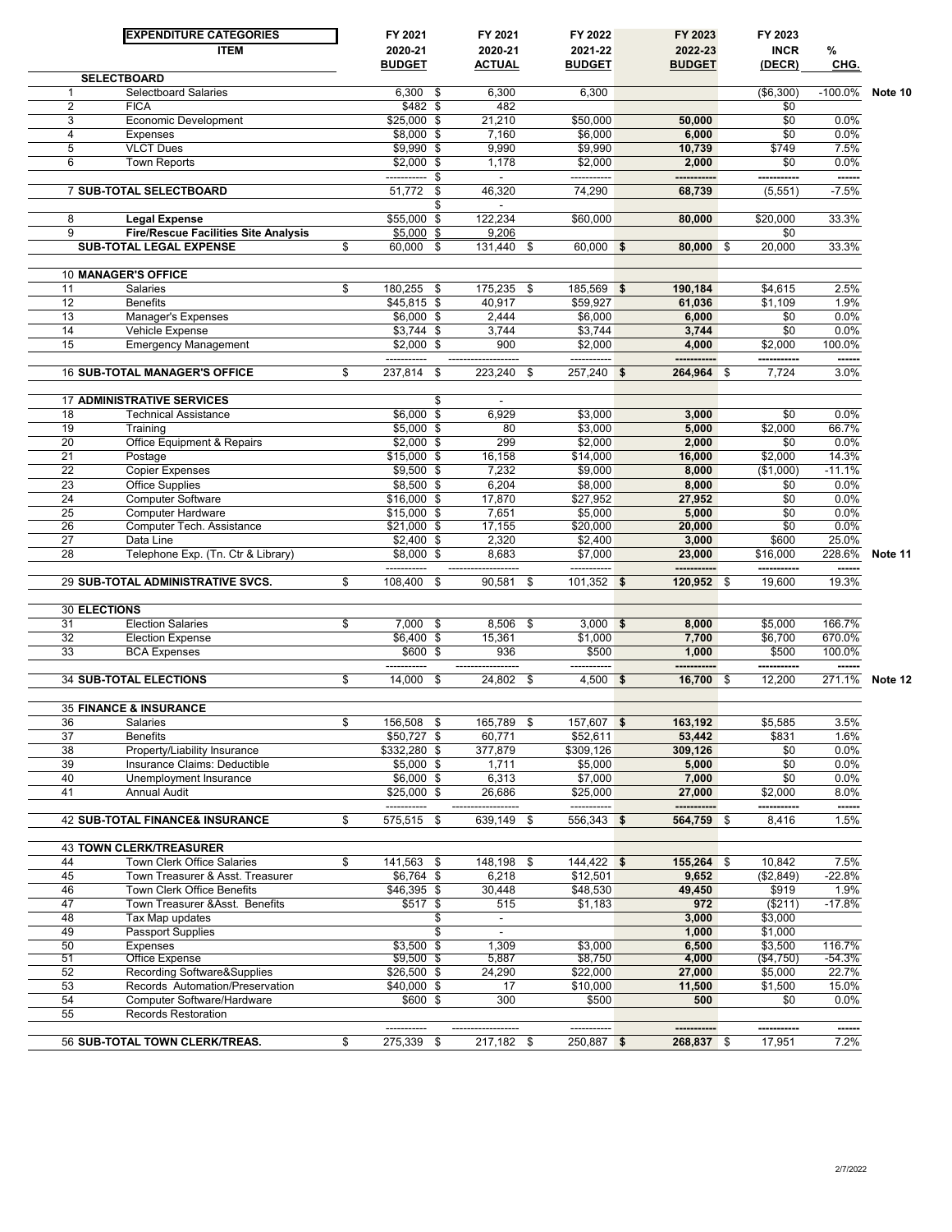| | EXPENDITURE CATEGORIES<br>ITEM | FY 2021<br>2020-21<br>BUDGET | FY 2021<br>2020-21<br>ACTUAL | FY 2022<br>2021-22<br>BUDGET | FY 2023<br>2022-23<br>BUDGET | FY 2023<br>INCR<br>(DECR) | %<br>CHG. | |
|---|---|---|---|---|---|---|---|---|
| | **SELECTBOARD** | | | | | | | |
| 1 | Selectboard Salaries | 6,300 | $ 6,300 | 6,300 | | ($6,300) | -100.0% | Note 10 |
| 2 | FICA | $482 | $ 482 | | | $0 | | |
| 3 | Economic Development | $25,000 | $ 21,210 | $50,000 | 50,000 | $0 | 0.0% | |
| 4 | Expenses | $8,000 | $ 7,160 | $6,000 | 6,000 | $0 | 0.0% | |
| 5 | VLCT Dues | $9,990 | $ 9,990 | $9,990 | 10,739 | $749 | 7.5% | |
| 6 | Town Reports | $2,000 | $ 1,178 | $2,000 | 2,000 | $0 | 0.0% | |
| | | ----------- | $ - | ----------- | ----------- | ----------- | ------ | |
| 7 | **SUB-TOTAL SELECTBOARD** | 51,772 | $ 46,320 | 74,290 | 68,739 | (5,551) | -7.5% | |
| | | | $ - | | | | | |
| 8 | **Legal Expense** | $55,000 | $ 122,234 | $60,000 | 80,000 | $20,000 | 33.3% | |
| 9 | **Fire/Rescue Facilities Site Analysis** | $5,000 | $ 9,206 | | | $0 | | |
| | **SUB-TOTAL LEGAL EXPENSE** | $ 60,000 | $ 131,440 | $ 60,000 | $ 80,000 | $ 20,000 | 33.3% | |
| | | | | | | | | |
| 10 | **MANAGER'S OFFICE** | | | | | | | |
| 11 | Salaries | $ 180,255 | $ 175,235 | $ 185,569 | $ 190,184 | $4,615 | 2.5% | |
| 12 | Benefits | $45,815 | $ 40,917 | $59,927 | 61,036 | $1,109 | 1.9% | |
| 13 | Manager's Expenses | $6,000 | $ 2,444 | $6,000 | 6,000 | $0 | 0.0% | |
| 14 | Vehicle Expense | $3,744 | $ 3,744 | $3,744 | 3,744 | $0 | 0.0% | |
| 15 | Emergency Management | $2,000 | $ 900 | $2,000 | 4,000 | $2,000 | 100.0% | |
| | | ----------- | ------------------ | ----------- | ----------- | ----------- | ------ | |
| 16 | **SUB-TOTAL MANAGER'S OFFICE** | $ 237,814 | $ 223,240 | $ 257,240 | $ 264,964 | $ 7,724 | 3.0% | |
| | | | | | | | | |
| 17 | **ADMINISTRATIVE SERVICES** | | $ - | | | | | |
| 18 | Technical Assistance | $6,000 | $ 6,929 | $3,000 | 3,000 | $0 | 0.0% | |
| 19 | Training | $5,000 | $ 80 | $3,000 | 5,000 | $2,000 | 66.7% | |
| 20 | Office Equipment & Repairs | $2,000 | $ 299 | $2,000 | 2,000 | $0 | 0.0% | |
| 21 | Postage | $15,000 | $ 16,158 | $14,000 | 16,000 | $2,000 | 14.3% | |
| 22 | Copier Expenses | $9,500 | $ 7,232 | $9,000 | 8,000 | ($1,000) | -11.1% | |
| 23 | Office Supplies | $8,500 | $ 6,204 | $8,000 | 8,000 | $0 | 0.0% | |
| 24 | Computer Software | $16,000 | $ 17,870 | $27,952 | 27,952 | $0 | 0.0% | |
| 25 | Computer Hardware | $15,000 | $ 7,651 | $5,000 | 5,000 | $0 | 0.0% | |
| 26 | Computer Tech. Assistance | $21,000 | $ 17,155 | $20,000 | 20,000 | $0 | 0.0% | |
| 27 | Data Line | $2,400 | $ 2,320 | $2,400 | 3,000 | $600 | 25.0% | |
| 28 | Telephone Exp. (Tn. Ctr & Library) | $8,000 | $ 8,683 | $7,000 | 23,000 | $16,000 | 228.6% | Note 11 |
| | | ----------- | ------------------ | ----------- | ----------- | ----------- | ------ | |
| 29 | **SUB-TOTAL ADMINISTRATIVE SVCS.** | $ 108,400 | $ 90,581 | $ 101,352 | $ 120,952 | $ 19,600 | 19.3% | |
| | | | | | | | | |
| 30 | **ELECTIONS** | | | | | | | |
| 31 | Election Salaries | $ 7,000 | $ 8,506 | $ 3,000 | $ 8,000 | $5,000 | 166.7% | |
| 32 | Election Expense | $6,400 | $ 15,361 | $1,000 | 7,700 | $6,700 | 670.0% | |
| 33 | BCA Expenses | $600 | $ 936 | $500 | 1,000 | $500 | 100.0% | |
| | | ----------- | ------------------ | ----------- | ----------- | ----------- | ------ | |
| 34 | **SUB-TOTAL ELECTIONS** | $ 14,000 | $ 24,802 | $ 4,500 | $ 16,700 | $ 12,200 | 271.1% | Note 12 |
| | | | | | | | | |
| 35 | **FINANCE & INSURANCE** | | | | | | | |
| 36 | Salaries | $ 156,508 | $ 165,789 | $ 157,607 | $ 163,192 | $5,585 | 3.5% | |
| 37 | Benefits | $50,727 | $ 60,771 | $52,611 | 53,442 | $831 | 1.6% | |
| 38 | Property/Liability Insurance | $332,280 | $ 377,879 | $309,126 | 309,126 | $0 | 0.0% | |
| 39 | Insurance Claims: Deductible | $5,000 | $ 1,711 | $5,000 | 5,000 | $0 | 0.0% | |
| 40 | Unemployment Insurance | $6,000 | $ 6,313 | $7,000 | 7,000 | $0 | 0.0% | |
| 41 | Annual Audit | $25,000 | $ 26,686 | $25,000 | 27,000 | $2,000 | 8.0% | |
| | | ----------- | ------------------ | ----------- | ----------- | ----------- | ------ | |
| 42 | **SUB-TOTAL FINANCE& INSURANCE** | $ 575,515 | $ 639,149 | $ 556,343 | $ 564,759 | $ 8,416 | 1.5% | |
| | | | | | | | | |
| 43 | **TOWN CLERK/TREASURER** | | | | | | | |
| 44 | Town Clerk Office Salaries | $ 141,563 | $ 148,198 | $ 144,422 | $ 155,264 | $ 10,842 | 7.5% | |
| 45 | Town Treasurer & Asst. Treasurer | $6,764 | $ 6,218 | $12,501 | 9,652 | ($2,849) | -22.8% | |
| 46 | Town Clerk Office Benefits | $46,395 | $ 30,448 | $48,530 | 49,450 | $919 | 1.9% | |
| 47 | Town Treasurer &Asst. Benefits | $517 | $ 515 | $1,183 | 972 | ($211) | -17.8% | |
| 48 | Tax Map updates | | $ - | | 3,000 | $3,000 | | |
| 49 | Passport Supplies | | $ - | | 1,000 | $1,000 | | |
| 50 | Expenses | $3,500 | $ 1,309 | $3,000 | 6,500 | $3,500 | 116.7% | |
| 51 | Office Expense | $9,500 | $ 5,887 | $8,750 | 4,000 | ($4,750) | -54.3% | |
| 52 | Recording Software&Supplies | $26,500 | $ 24,290 | $22,000 | 27,000 | $5,000 | 22.7% | |
| 53 | Records Automation/Preservation | $40,000 | $ 17 | $10,000 | 11,500 | $1,500 | 15.0% | |
| 54 | Computer Software/Hardware | $600 | $ 300 | $500 | 500 | $0 | 0.0% | |
| 55 | Records Restoration | | | | | | | |
| | | ----------- | ------------------ | ----------- | ----------- | ----------- | ------ | |
| 56 | **SUB-TOTAL TOWN CLERK/TREAS.** | $ 275,339 | $ 217,182 | $ 250,887 | $ 268,837 | $ 17,951 | 7.2% | |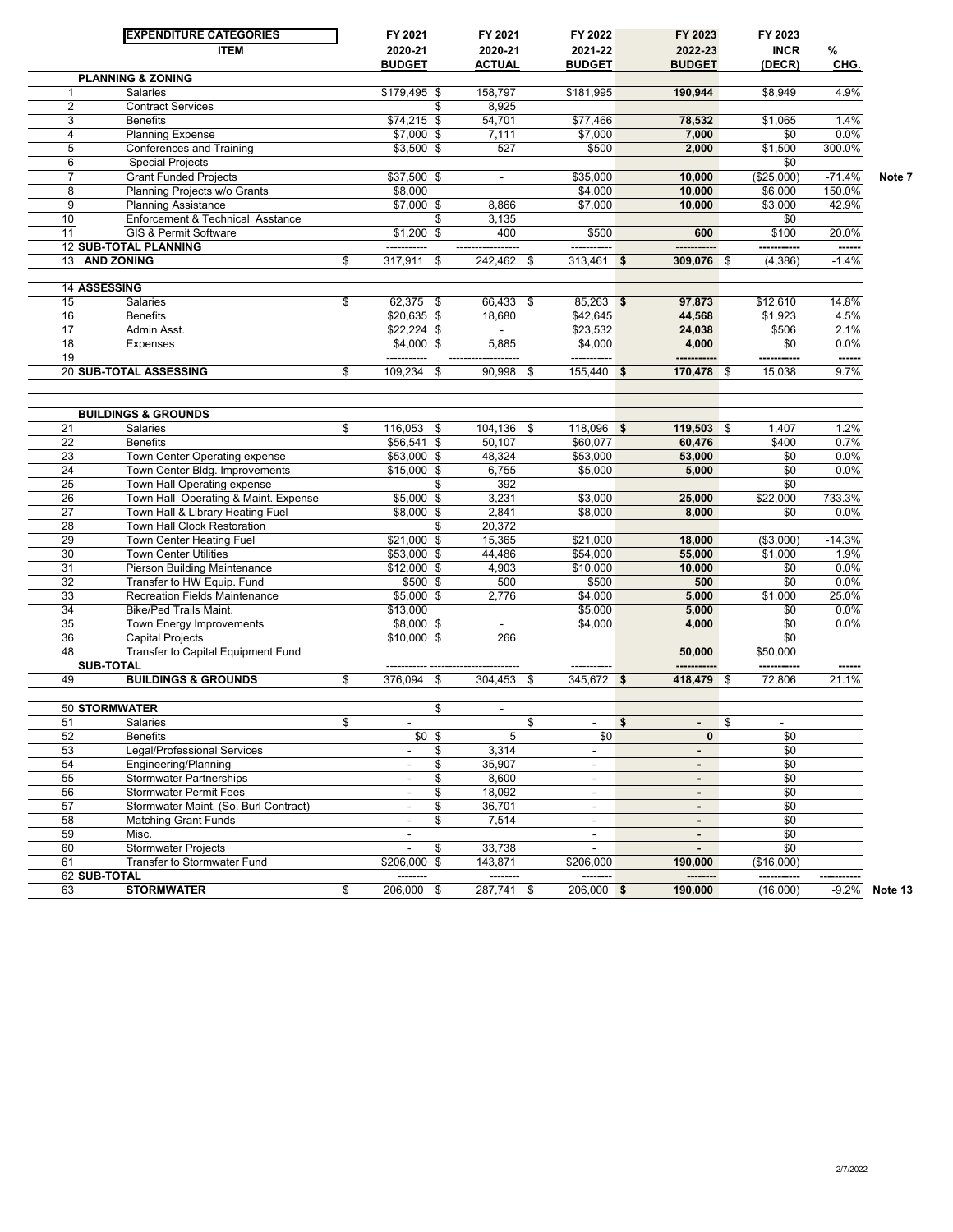| | EXPENDITURE CATEGORIES<br>ITEM | FY 2021<br>2020-21<br>BUDGET | FY 2021<br>2020-21<br>ACTUAL | FY 2022<br>2021-22<br>BUDGET | FY 2023<br>2022-23<br>BUDGET | FY 2023<br>INCR<br>(DECR) | %<br>CHG. | |
|---|---|---|---|---|---|---|---|---|
| | **PLANNING & ZONING** | | | | | | | |
| 1 | Salaries | $179,495 | $ 158,797 | $181,995 | **190,944** | $8,949 | 4.9% | |
| 2 | Contract Services | | $ 8,925 | | | | | |
| 3 | Benefits | $74,215 | $ 54,701 | $77,466 | **78,532** | $1,065 | 1.4% | |
| 4 | Planning Expense | $7,000 | $ 7,111 | $7,000 | **7,000** | $0 | 0.0% | |
| 5 | Conferences and Training | $3,500 | $ 527 | $500 | **2,000** | $1,500 | 300.0% | |
| 6 | Special Projects | | | | | $0 | | |
| 7 | Grant Funded Projects | $37,500 | $ - | $35,000 | **10,000** | ($25,000) | -71.4% | Note 7 |
| 8 | Planning Projects w/o Grants | $8,000 | | $4,000 | **10,000** | $6,000 | 150.0% | |
| 9 | Planning Assistance | $7,000 | $ 8,866 | $7,000 | **10,000** | $3,000 | 42.9% | |
| 10 | Enforcement & Technical Asstance | | $ 3,135 | | | $0 | | |
| 11 | GIS & Permit Software | $1,200 | $ 400 | $500 | **600** | $100 | 20.0% | |
| 12 | **SUB-TOTAL PLANNING** | ----------- | ----------------- | ----------- | ----------- | ----------- | ------ | |
| 13 | **AND ZONING** | $ 317,911 | $ 242,462 | $ 313,461 | **$ 309,076** | $ (4,386) | -1.4% | |
| 14 | **ASSESSING** | | | | | | | |
| 15 | Salaries | $ 62,375 | $ 66,433 | $ 85,263 | **$ 97,873** | $12,610 | 14.8% | |
| 16 | Benefits | $20,635 | $ 18,680 | $42,645 | **44,568** | $1,923 | 4.5% | |
| 17 | Admin Asst. | $22,224 | $ - | $23,532 | **24,038** | $506 | 2.1% | |
| 18 | Expenses | $4,000 | $ 5,885 | $4,000 | **4,000** | $0 | 0.0% | |
| 19 | | ----------- | ------------------ | ----------- | ----------- | ----------- | ------ | |
| 20 | **SUB-TOTAL ASSESSING** | $ 109,234 | $ 90,998 | $ 155,440 | **$ 170,478** | $ 15,038 | 9.7% | |
| | **BUILDINGS & GROUNDS** | | | | | | | |
| 21 | Salaries | $ 116,053 | $ 104,136 | $ 118,096 | **$ 119,503** | $ 1,407 | 1.2% | |
| 22 | Benefits | $56,541 | $ 50,107 | $60,077 | **60,476** | $400 | 0.7% | |
| 23 | Town Center Operating expense | $53,000 | $ 48,324 | $53,000 | **53,000** | $0 | 0.0% | |
| 24 | Town Center Bldg. Improvements | $15,000 | $ 6,755 | $5,000 | **5,000** | $0 | 0.0% | |
| 25 | Town Hall Operating expense | | $ 392 | | | $0 | | |
| 26 | Town Hall Operating & Maint. Expense | $5,000 | $ 3,231 | $3,000 | **25,000** | $22,000 | 733.3% | |
| 27 | Town Hall & Library Heating Fuel | $8,000 | $ 2,841 | $8,000 | **8,000** | $0 | 0.0% | |
| 28 | Town Hall Clock Restoration | | $ 20,372 | | | | | |
| 29 | Town Center Heating Fuel | $21,000 | $ 15,365 | $21,000 | **18,000** | ($3,000) | -14.3% | |
| 30 | Town Center Utilities | $53,000 | $ 44,486 | $54,000 | **55,000** | $1,000 | 1.9% | |
| 31 | Pierson Building Maintenance | $12,000 | $ 4,903 | $10,000 | **10,000** | $0 | 0.0% | |
| 32 | Transfer to HW Equip. Fund | $500 | $ 500 | $500 | **500** | $0 | 0.0% | |
| 33 | Recreation Fields Maintenance | $5,000 | $ 2,776 | $4,000 | **5,000** | $1,000 | 25.0% | |
| 34 | Bike/Ped Trails Maint. | $13,000 | | $5,000 | **5,000** | $0 | 0.0% | |
| 35 | Town Energy Improvements | $8,000 | $ - | $4,000 | **4,000** | $0 | 0.0% | |
| 36 | Capital Projects | $10,000 | $ 266 | | | $0 | | |
| 48 | Transfer to Capital Equipment Fund | | | | **50,000** | $50,000 | | |
| | **SUB-TOTAL** | ----------- | ----------------------- | ----------- | ----------- | ----------- | ------ | |
| 49 | **BUILDINGS & GROUNDS** | $ 376,094 | $ 304,453 | $ 345,672 | **$ 418,479** | $ 72,806 | 21.1% | |
| 50 | **STORMWATER** | | $ - | | | | | |
| 51 | Salaries | $ - | | $ - | **$ -** | $ - | | |
| 52 | Benefits | $0 | $ 5 | $0 | **0** | $0 | | |
| 53 | Legal/Professional Services | - | $ 3,314 | - | **-** | $0 | | |
| 54 | Engineering/Planning | - | $ 35,907 | - | **-** | $0 | | |
| 55 | Stormwater Partnerships | - | $ 8,600 | - | **-** | $0 | | |
| 56 | Stormwater Permit Fees | - | $ 18,092 | - | **-** | $0 | | |
| 57 | Stormwater Maint. (So. Burl Contract) | - | $ 36,701 | - | **-** | $0 | | |
| 58 | Matching Grant Funds | - | $ 7,514 | - | **-** | $0 | | |
| 59 | Misc. | - | | - | **-** | $0 | | |
| 60 | Stormwater Projects | - | $ 33,738 | - | **-** | $0 | | |
| 61 | Transfer to Stormwater Fund | $206,000 | $ 143,871 | $206,000 | **190,000** | ($16,000) | | |
| 62 | **SUB-TOTAL** | -------- | -------- | -------- | -------- | ----------- | ----------- | |
| 63 | **STORMWATER** | $ 206,000 | $ 287,741 | $ 206,000 | **$ 190,000** | (16,000) | -9.2% | Note 13 |

2/7/2022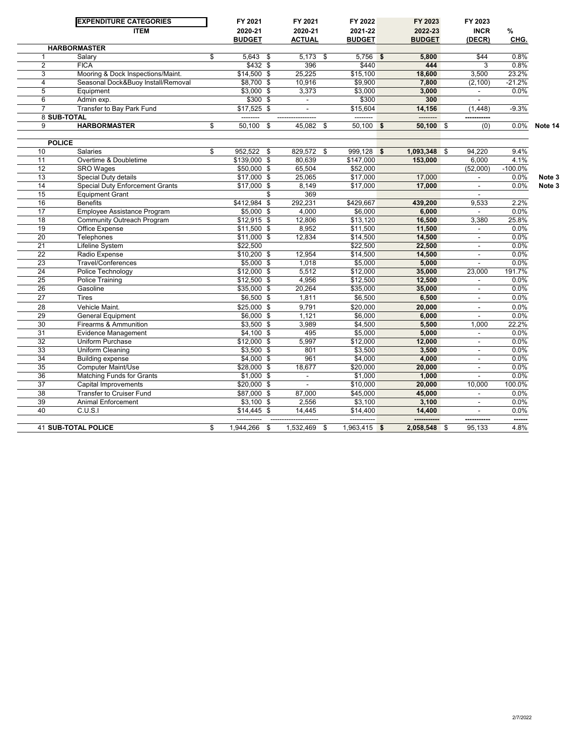| | EXPENDITURE CATEGORIES<br>ITEM | FY 2021<br>2020-21<br>BUDGET | FY 2021<br>2020-21<br>ACTUAL | FY 2022<br>2021-22<br>BUDGET | FY 2023<br>2022-23<br>BUDGET | FY 2023<br>INCR<br>(DECR) | %<br>CHG. | |
|---|---|---|---|---|---|---|---|---|
| | **HARBORMASTER** | | | | | | | |
| 1 | Salary | $ 5,643 | $ 5,173 | $ 5,756 | **$ 5,800** | $44 | 0.8% | |
| 2 | FICA | $432 | $ 396 | $440 | **444** | 3 | 0.8% | |
| 3 | Mooring & Dock Inspections/Maint. | $14,500 | $ 25,225 | $15,100 | **18,600** | 3,500 | 23.2% | |
| 4 | Seasonal Dock&Buoy Install/Removal | $8,700 | $ 10,916 | $9,900 | **7,800** | (2,100) | -21.2% | |
| 5 | Equipment | $3,000 | $ 3,373 | $3,000 | **3,000** | - | 0.0% | |
| 6 | Admin exp. | $300 | $ - | $300 | **300** | - | | |
| 7 | Transfer to Bay Park Fund | $17,525 | $ - | $15,604 | **14,156** | (1,448) | -9.3% | |
| 8 | **SUB-TOTAL** | -------- | ---------------- | -------- | -------- | ----------- | | |
| 9 | **HARBORMASTER** | $ 50,100 | $ 45,082 | $ 50,100 | **$ 50,100** | $ (0) | 0.0% | **Note 14** |
| | **POLICE** | | | | | | | |
| 10 | Salaries | $ 952,522 | $ 829,572 | $ 999,128 | **$ 1,093,348** | $ 94,220 | 9.4% | |
| 11 | Overtime & Doubletime | $139,000 | $ 80,639 | $147,000 | **153,000** | 6,000 | 4.1% | |
| 12 | SRO Wages | $50,000 | $ 65,504 | $52,000 | | (52,000) | -100.0% | |
| 13 | Special Duty details | $17,000 | $ 25,065 | $17,000 | 17,000 | - | 0.0% | **Note 3** |
| 14 | Special Duty Enforcement Grants | $17,000 | $ 8,149 | $17,000 | **17,000** | - | 0.0% | **Note 3** |
| 15 | Equipment Grant | | $ 369 | | | - | | |
| 16 | Benefits | $412,984 | $ 292,231 | $429,667 | **439,200** | 9,533 | 2.2% | |
| 17 | Employee Assistance Program | $5,000 | $ 4,000 | $6,000 | **6,000** | - | 0.0% | |
| 18 | Community Outreach Program | $12,915 | $ 12,806 | $13,120 | **16,500** | 3,380 | 25.8% | |
| 19 | Office Expense | $11,500 | $ 8,952 | $11,500 | **11,500** | - | 0.0% | |
| 20 | Telephones | $11,000 | $ 12,834 | $14,500 | **14,500** | - | 0.0% | |
| 21 | Lifeline System | $22,500 | | $22,500 | **22,500** | - | 0.0% | |
| 22 | Radio Expense | $10,200 | $ 12,954 | $14,500 | **14,500** | - | 0.0% | |
| 23 | Travel/Conferences | $5,000 | $ 1,018 | $5,000 | **5,000** | - | 0.0% | |
| 24 | Police Technology | $12,000 | $ 5,512 | $12,000 | **35,000** | 23,000 | 191.7% | |
| 25 | Police Training | $12,500 | $ 4,956 | $12,500 | **12,500** | - | 0.0% | |
| 26 | Gasoline | $35,000 | $ 20,264 | $35,000 | **35,000** | - | 0.0% | |
| 27 | Tires | $6,500 | $ 1,811 | $6,500 | **6,500** | - | 0.0% | |
| 28 | Vehicle Maint. | $25,000 | $ 9,791 | $20,000 | **20,000** | - | 0.0% | |
| 29 | General Equipment | $6,000 | $ 1,121 | $6,000 | **6,000** | - | 0.0% | |
| 30 | Firearms & Ammunition | $3,500 | $ 3,989 | $4,500 | **5,500** | 1,000 | 22.2% | |
| 31 | Evidence Management | $4,100 | $ 495 | $5,000 | **5,000** | - | 0.0% | |
| 32 | Uniform Purchase | $12,000 | $ 5,997 | $12,000 | **12,000** | - | 0.0% | |
| 33 | Uniform Cleaning | $3,500 | $ 801 | $3,500 | **3,500** | - | 0.0% | |
| 34 | Building expense | $4,000 | $ 961 | $4,000 | **4,000** | - | 0.0% | |
| 35 | Computer Maint/Use | $28,000 | $ 18,677 | $20,000 | **20,000** | - | 0.0% | |
| 36 | Matching Funds for Grants | $1,000 | $ - | $1,000 | **1,000** | - | 0.0% | |
| 37 | Capital Improvements | $20,000 | $ - | $10,000 | **20,000** | 10,000 | 100.0% | |
| 38 | Transfer to Cruiser Fund | $87,000 | $ 87,000 | $45,000 | **45,000** | - | 0.0% | |
| 39 | Animal Enforcement | $3,100 | $ 2,556 | $3,100 | **3,100** | - | 0.0% | |
| 40 | C.U.S.I | $14,445 | $ 14,445 | $14,400 | **14,400** | - | 0.0% | |
| | | ----------- | -------------------- | ----------- | ----------- | ----------- | ------ | |
| 41 | **SUB-TOTAL POLICE** | $ 1,944,266 | $ 1,532,469 | $ 1,963,415 | **$ 2,058,548** | $ 95,133 | 4.8% | |

2/7/2022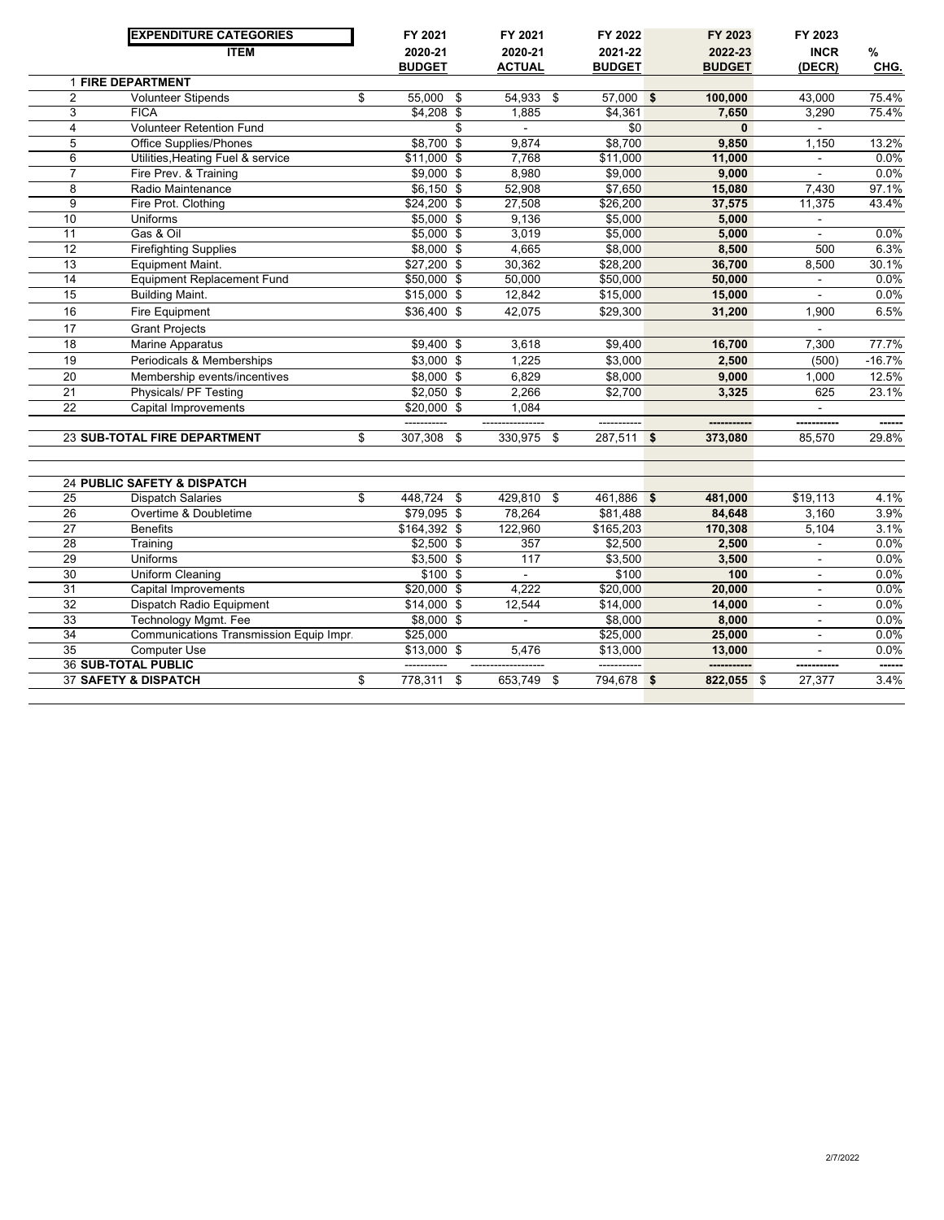| | EXPENDITURE CATEGORIES | FY 2021 | FY 2021 | FY 2022 | FY 2023 | FY 2023 | |
|---|---|---|---|---|---|---|---|
| | ITEM | 2020-21 BUDGET | 2020-21 ACTUAL | 2021-22 BUDGET | 2022-23 BUDGET | INCR (DECR) | % CHG. |
| 1 | **FIRE DEPARTMENT** | | | | | | |
| 2 | Volunteer Stipends | $ 55,000 | $ 54,933 | $ 57,000 | **$ 100,000** | 43,000 | 75.4% |
| 3 | FICA | $4,208 | $ 1,885 | $4,361 | **7,650** | 3,290 | 75.4% |
| 4 | Volunteer Retention Fund | | $ - | $0 | **0** | - | |
| 5 | Office Supplies/Phones | $8,700 | $ 9,874 | $8,700 | **9,850** | 1,150 | 13.2% |
| 6 | Utilities,Heating Fuel & service | $11,000 | $ 7,768 | $11,000 | **11,000** | - | 0.0% |
| 7 | Fire Prev. & Training | $9,000 | $ 8,980 | $9,000 | **9,000** | - | 0.0% |
| 8 | Radio Maintenance | $6,150 | $ 52,908 | $7,650 | **15,080** | 7,430 | 97.1% |
| 9 | Fire Prot. Clothing | $24,200 | $ 27,508 | $26,200 | **37,575** | 11,375 | 43.4% |
| 10 | Uniforms | $5,000 | $ 9,136 | $5,000 | **5,000** | - | |
| 11 | Gas & Oil | $5,000 | $ 3,019 | $5,000 | **5,000** | - | 0.0% |
| 12 | Firefighting Supplies | $8,000 | $ 4,665 | $8,000 | **8,500** | 500 | 6.3% |
| 13 | Equipment Maint. | $27,200 | $ 30,362 | $28,200 | **36,700** | 8,500 | 30.1% |
| 14 | Equipment Replacement Fund | $50,000 | $ 50,000 | $50,000 | **50,000** | - | 0.0% |
| 15 | Building Maint. | $15,000 | $ 12,842 | $15,000 | **15,000** | - | 0.0% |
| 16 | Fire Equipment | $36,400 | $ 42,075 | $29,300 | **31,200** | 1,900 | 6.5% |
| 17 | Grant Projects | | | | | - | |
| 18 | Marine Apparatus | $9,400 | $ 3,618 | $9,400 | **16,700** | 7,300 | 77.7% |
| 19 | Periodicals & Memberships | $3,000 | $ 1,225 | $3,000 | **2,500** | (500) | -16.7% |
| 20 | Membership events/incentives | $8,000 | $ 6,829 | $8,000 | **9,000** | 1,000 | 12.5% |
| 21 | Physicals/ PF Testing | $2,050 | $ 2,266 | $2,700 | **3,325** | 625 | 23.1% |
| 22 | Capital Improvements | $20,000 | $ 1,084 | | | - | |
| 23 | **SUB-TOTAL FIRE DEPARTMENT** | $ 307,308 | $ 330,975 | $ 287,511 | **$ 373,080** | 85,570 | 29.8% |
| 24 | **PUBLIC SAFETY & DISPATCH** | | | | | | |
| 25 | Dispatch Salaries | $ 448,724 | $ 429,810 | $ 461,886 | **$ 481,000** | $19,113 | 4.1% |
| 26 | Overtime & Doubletime | $79,095 | $ 78,264 | $81,488 | **84,648** | 3,160 | 3.9% |
| 27 | Benefits | $164,392 | $ 122,960 | $165,203 | **170,308** | 5,104 | 3.1% |
| 28 | Training | $2,500 | $ 357 | $2,500 | **2,500** | - | 0.0% |
| 29 | Uniforms | $3,500 | $ 117 | $3,500 | **3,500** | - | 0.0% |
| 30 | Uniform Cleaning | $100 | $ - | $100 | **100** | - | 0.0% |
| 31 | Capital Improvements | $20,000 | $ 4,222 | $20,000 | **20,000** | - | 0.0% |
| 32 | Dispatch Radio Equipment | $14,000 | $ 12,544 | $14,000 | **14,000** | - | 0.0% |
| 33 | Technology Mgmt. Fee | $8,000 | $ - | $8,000 | **8,000** | - | 0.0% |
| 34 | Communications Transmission Equip Impr. | $25,000 | | $25,000 | **25,000** | - | 0.0% |
| 35 | Computer Use | $13,000 | $ 5,476 | $13,000 | **13,000** | - | 0.0% |
| 36 | **SUB-TOTAL PUBLIC** | | | | | | |
| 37 | **SAFETY & DISPATCH** | $ 778,311 | $ 653,749 | $ 794,678 | **$ 822,055** | $ 27,377 | 3.4% |

2/7/2022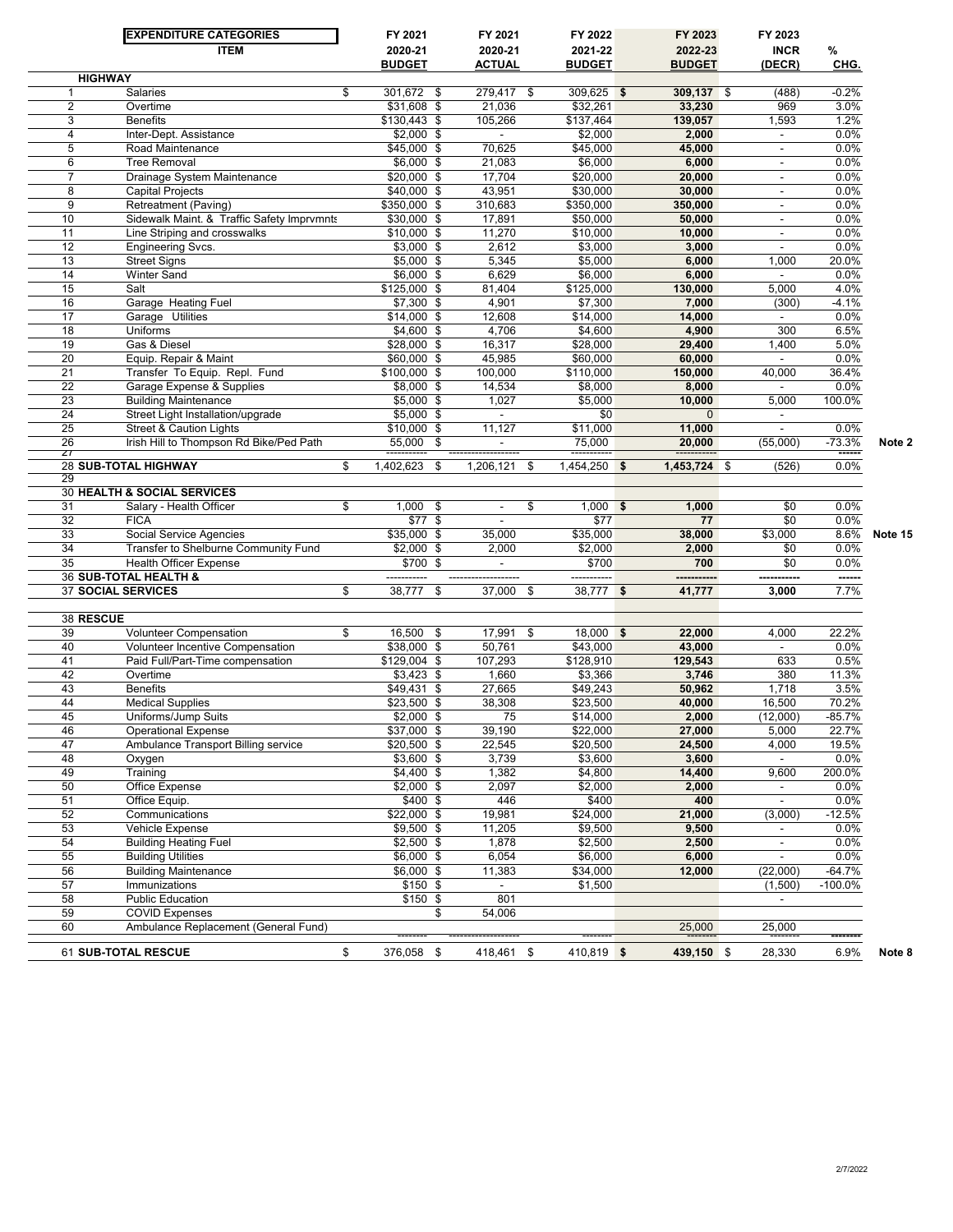| | EXPENDITURE CATEGORIES<br>ITEM | FY 2021<br>2020-21<br>BUDGET | FY 2021<br>2020-21<br>ACTUAL | FY 2022<br>2021-22<br>BUDGET | FY 2023<br>2022-23<br>BUDGET | FY 2023<br>INCR<br>(DECR) | %<br>CHG. | |
|---|---|---|---|---|---|---|---|---|
| **HIGHWAY** | | | | | | | | |
| 1 | Salaries | $ 301,672 | $ 279,417 | $ 309,625 | **$ 309,137** | $ (488) | -0.2% | |
| 2 | Overtime | $31,608 | $ 21,036 | $32,261 | **33,230** | 969 | 3.0% | |
| 3 | Benefits | $130,443 | $ 105,266 | $137,464 | **139,057** | 1,593 | 1.2% | |
| 4 | Inter-Dept. Assistance | $2,000 | $ - | $2,000 | **2,000** | - | 0.0% | |
| 5 | Road Maintenance | $45,000 | $ 70,625 | $45,000 | **45,000** | - | 0.0% | |
| 6 | Tree Removal | $6,000 | $ 21,083 | $6,000 | **6,000** | - | 0.0% | |
| 7 | Drainage System Maintenance | $20,000 | $ 17,704 | $20,000 | **20,000** | - | 0.0% | |
| 8 | Capital Projects | $40,000 | $ 43,951 | $30,000 | **30,000** | - | 0.0% | |
| 9 | Retreatment (Paving) | $350,000 | $ 310,683 | $350,000 | **350,000** | - | 0.0% | |
| 10 | Sidewalk Maint. & Traffic Safety Imprvmnts | $30,000 | $ 17,891 | $50,000 | **50,000** | - | 0.0% | |
| 11 | Line Striping and crosswalks | $10,000 | $ 11,270 | $10,000 | **10,000** | - | 0.0% | |
| 12 | Engineering Svcs. | $3,000 | $ 2,612 | $3,000 | **3,000** | - | 0.0% | |
| 13 | Street Signs | $5,000 | $ 5,345 | $5,000 | **6,000** | 1,000 | 20.0% | |
| 14 | Winter Sand | $6,000 | $ 6,629 | $6,000 | **6,000** | - | 0.0% | |
| 15 | Salt | $125,000 | $ 81,404 | $125,000 | **130,000** | 5,000 | 4.0% | |
| 16 | Garage Heating Fuel | $7,300 | $ 4,901 | $7,300 | **7,000** | (300) | -4.1% | |
| 17 | Garage Utilities | $14,000 | $ 12,608 | $14,000 | **14,000** | - | 0.0% | |
| 18 | Uniforms | $4,600 | $ 4,706 | $4,600 | **4,900** | 300 | 6.5% | |
| 19 | Gas & Diesel | $28,000 | $ 16,317 | $28,000 | **29,400** | 1,400 | 5.0% | |
| 20 | Equip. Repair & Maint | $60,000 | $ 45,985 | $60,000 | **60,000** | - | 0.0% | |
| 21 | Transfer To Equip. Repl. Fund | $100,000 | $ 100,000 | $110,000 | **150,000** | 40,000 | 36.4% | |
| 22 | Garage Expense & Supplies | $8,000 | $ 14,534 | $8,000 | **8,000** | - | 0.0% | |
| 23 | Building Maintenance | $5,000 | $ 1,027 | $5,000 | **10,000** | 5,000 | 100.0% | |
| 24 | Street Light Installation/upgrade | $5,000 | $ - | $0 | 0 | - | | |
| 25 | Street & Caution Lights | $10,000 | $ 11,127 | $11,000 | **11,000** | - | 0.0% | |
| 26 | Irish Hill to Thompson Rd Bike/Ped Path | 55,000 | $ - | 75,000 | **20,000** | (55,000) | -73.3% | Note 2 |
| 27 | | | | | | | | |
| 28 | **SUB-TOTAL HIGHWAY** | $ 1,402,623 | $ 1,206,121 | $ 1,454,250 | **$ 1,453,724** | $ (526) | 0.0% | |
| 29 | | | | | | | | |
| 30 | **HEALTH & SOCIAL SERVICES** | | | | | | | |
| 31 | Salary - Health Officer | $ 1,000 | $ - | $ 1,000 | **$ 1,000** | $0 | 0.0% | |
| 32 | FICA | $77 | $ - | $77 | **77** | $0 | 0.0% | |
| 33 | Social Service Agencies | $35,000 | $ 35,000 | $35,000 | **38,000** | $3,000 | 8.6% | Note 15 |
| 34 | Transfer to Shelburne Community Fund | $2,000 | $ 2,000 | $2,000 | **2,000** | $0 | 0.0% | |
| 35 | Health Officer Expense | $700 | $ - | $700 | **700** | $0 | 0.0% | |
| 36 | **SUB-TOTAL HEALTH &** | | | | | | | |
| 37 | **SOCIAL SERVICES** | $ 38,777 | $ 37,000 | $ 38,777 | **$ 41,777** | **3,000** | 7.7% | |
| 38 | **RESCUE** | | | | | | | |
| 39 | Volunteer Compensation | $ 16,500 | $ 17,991 | $ 18,000 | **$ 22,000** | 4,000 | 22.2% | |
| 40 | Volunteer Incentive Compensation | $38,000 | $ 50,761 | $43,000 | **43,000** | - | 0.0% | |
| 41 | Paid Full/Part-Time compensation | $129,004 | $ 107,293 | $128,910 | **129,543** | 633 | 0.5% | |
| 42 | Overtime | $3,423 | $ 1,660 | $3,366 | **3,746** | 380 | 11.3% | |
| 43 | Benefits | $49,431 | $ 27,665 | $49,243 | **50,962** | 1,718 | 3.5% | |
| 44 | Medical Supplies | $23,500 | $ 38,308 | $23,500 | **40,000** | 16,500 | 70.2% | |
| 45 | Uniforms/Jump Suits | $2,000 | $ 75 | $14,000 | **2,000** | (12,000) | -85.7% | |
| 46 | Operational Expense | $37,000 | $ 39,190 | $22,000 | **27,000** | 5,000 | 22.7% | |
| 47 | Ambulance Transport Billing service | $20,500 | $ 22,545 | $20,500 | **24,500** | 4,000 | 19.5% | |
| 48 | Oxygen | $3,600 | $ 3,739 | $3,600 | **3,600** | - | 0.0% | |
| 49 | Training | $4,400 | $ 1,382 | $4,800 | **14,400** | 9,600 | 200.0% | |
| 50 | Office Expense | $2,000 | $ 2,097 | $2,000 | **2,000** | - | 0.0% | |
| 51 | Office Equip. | $400 | $ 446 | $400 | **400** | - | 0.0% | |
| 52 | Communications | $22,000 | $ 19,981 | $24,000 | **21,000** | (3,000) | -12.5% | |
| 53 | Vehicle Expense | $9,500 | $ 11,205 | $9,500 | **9,500** | - | 0.0% | |
| 54 | Building Heating Fuel | $2,500 | $ 1,878 | $2,500 | **2,500** | - | 0.0% | |
| 55 | Building Utilities | $6,000 | $ 6,054 | $6,000 | **6,000** | - | 0.0% | |
| 56 | Building Maintenance | $6,000 | $ 11,383 | $34,000 | **12,000** | (22,000) | -64.7% | |
| 57 | Immunizations | $150 | $ - | $1,500 | | (1,500) | -100.0% | |
| 58 | Public Education | $150 | $ 801 | | | - | | |
| 59 | COVID Expenses | | $ 54,006 | | | | | |
| 60 | Ambulance Replacement (General Fund) | | | | 25,000 | 25,000 | | |
| 61 | **SUB-TOTAL RESCUE** | $ 376,058 | $ 418,461 | $ 410,819 | **$ 439,150** | $ 28,330 | 6.9% | Note 8 |

2/7/2022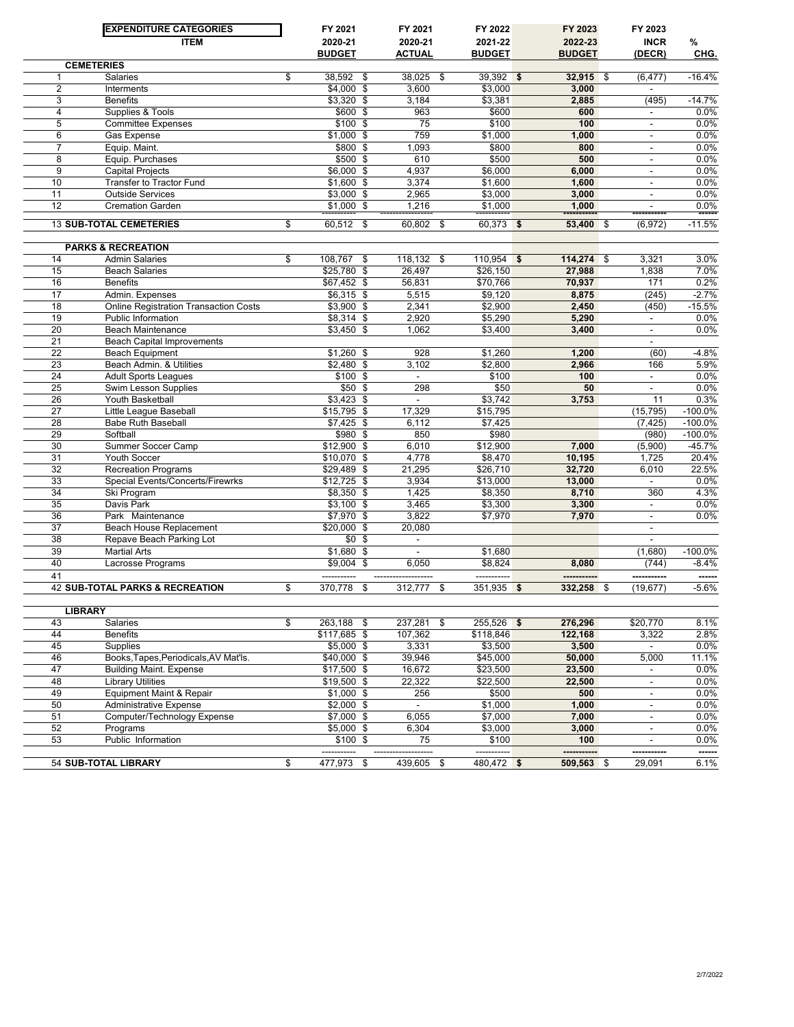| | EXPENDITURE CATEGORIES | FY 2021 | FY 2021 | FY 2022 | FY 2023 | FY 2023 | |
|---|---|---|---|---|---|---|---|
| | ITEM | 2020-21 | 2020-21 | 2021-22 | 2022-23 | INCR | % |
| | | BUDGET | ACTUAL | BUDGET | BUDGET | (DECR) | CHG. |
| **CEMETERIES** | | | | | | | |
| 1 | Salaries | $ 38,592 | $ 38,025 | $ 39,392 | **$ 32,915** | $ (6,477) | -16.4% |
| 2 | Interments | $4,000 | $ 3,600 | $3,000 | **3,000** | - | |
| 3 | Benefits | $3,320 | $ 3,184 | $3,381 | **2,885** | (495) | -14.7% |
| 4 | Supplies & Tools | $600 | $ 963 | $600 | **600** | - | 0.0% |
| 5 | Committee Expenses | $100 | $ 75 | $100 | **100** | - | 0.0% |
| 6 | Gas Expense | $1,000 | $ 759 | $1,000 | **1,000** | - | 0.0% |
| 7 | Equip. Maint. | $800 | $ 1,093 | $800 | **800** | - | 0.0% |
| 8 | Equip. Purchases | $500 | $ 610 | $500 | **500** | - | 0.0% |
| 9 | Capital Projects | $6,000 | $ 4,937 | $6,000 | **6,000** | - | 0.0% |
| 10 | Transfer to Tractor Fund | $1,600 | $ 3,374 | $1,600 | **1,600** | - | 0.0% |
| 11 | Outside Services | $3,000 | $ 2,965 | $3,000 | **3,000** | - | 0.0% |
| 12 | Cremation Garden | $1,000 | $ 1,216 | $1,000 | **1,000** | - | 0.0% |
| 13 | **SUB-TOTAL CEMETERIES** | $ 60,512 | $ 60,802 | $ 60,373 | **$ 53,400** | $ (6,972) | -11.5% |
| **PARKS & RECREATION** | | | | | | | |
| 14 | Admin Salaries | $ 108,767 | $ 118,132 | $ 110,954 | **$ 114,274** | $ 3,321 | 3.0% |
| 15 | Beach Salaries | $25,780 | $ 26,497 | $26,150 | **27,988** | 1,838 | 7.0% |
| 16 | Benefits | $67,452 | $ 56,831 | $70,766 | **70,937** | 171 | 0.2% |
| 17 | Admin. Expenses | $6,315 | $ 5,515 | $9,120 | **8,875** | (245) | -2.7% |
| 18 | Online Registration Transaction Costs | $3,900 | $ 2,341 | $2,900 | **2,450** | (450) | -15.5% |
| 19 | Public Information | $8,314 | $ 2,920 | $5,290 | **5,290** | - | 0.0% |
| 20 | Beach Maintenance | $3,450 | $ 1,062 | $3,400 | **3,400** | - | 0.0% |
| 21 | Beach Capital Improvements | | | | | - | |
| 22 | Beach Equipment | $1,260 | $ 928 | $1,260 | **1,200** | (60) | -4.8% |
| 23 | Beach Admin. & Utilities | $2,480 | $ 3,102 | $2,800 | **2,966** | 166 | 5.9% |
| 24 | Adult Sports Leagues | $100 | $ - | $100 | **100** | - | 0.0% |
| 25 | Swim Lesson Supplies | $50 | $ 298 | $50 | **50** | - | 0.0% |
| 26 | Youth Basketball | $3,423 | $ - | $3,742 | **3,753** | 11 | 0.3% |
| 27 | Little League Baseball | $15,795 | $ 17,329 | $15,795 | | (15,795) | -100.0% |
| 28 | Babe Ruth Baseball | $7,425 | $ 6,112 | $7,425 | | (7,425) | -100.0% |
| 29 | Softball | $980 | $ 850 | $980 | | (980) | -100.0% |
| 30 | Summer Soccer Camp | $12,900 | $ 6,010 | $12,900 | **7,000** | (5,900) | -45.7% |
| 31 | Youth Soccer | $10,070 | $ 4,778 | $8,470 | **10,195** | 1,725 | 20.4% |
| 32 | Recreation Programs | $29,489 | $ 21,295 | $26,710 | **32,720** | 6,010 | 22.5% |
| 33 | Special Events/Concerts/Firewrks | $12,725 | $ 3,934 | $13,000 | **13,000** | - | 0.0% |
| 34 | Ski Program | $8,350 | $ 1,425 | $8,350 | **8,710** | 360 | 4.3% |
| 35 | Davis Park | $3,100 | $ 3,465 | $3,300 | **3,300** | - | 0.0% |
| 36 | Park Maintenance | $7,970 | $ 3,822 | $7,970 | **7,970** | - | 0.0% |
| 37 | Beach House Replacement | $20,000 | $ 20,080 | | | - | |
| 38 | Repave Beach Parking Lot | $0 | $ - | | | - | |
| 39 | Martial Arts | $1,680 | $ - | $1,680 | | (1,680) | -100.0% |
| 40 | Lacrosse Programs | $9,004 | $ 6,050 | $8,824 | **8,080** | (744) | -8.4% |
| 41 | | | | | | | |
| 42 | **SUB-TOTAL PARKS & RECREATION** | $ 370,778 | $ 312,777 | $ 351,935 | **$ 332,258** | $ (19,677) | -5.6% |
| **LIBRARY** | | | | | | | |
| 43 | Salaries | $ 263,188 | $ 237,281 | $ 255,526 | **$ 276,296** | $20,770 | 8.1% |
| 44 | Benefits | $117,685 | $ 107,362 | $118,846 | **122,168** | 3,322 | 2.8% |
| 45 | Supplies | $5,000 | $ 3,331 | $3,500 | **3,500** | - | 0.0% |
| 46 | Books,Tapes,Periodicals,AV Mat'ls. | $40,000 | $ 39,946 | $45,000 | **50,000** | 5,000 | 11.1% |
| 47 | Building Maint. Expense | $17,500 | $ 16,672 | $23,500 | **23,500** | - | 0.0% |
| 48 | Library Utilities | $19,500 | $ 22,322 | $22,500 | **22,500** | - | 0.0% |
| 49 | Equipment Maint & Repair | $1,000 | $ 256 | $500 | **500** | - | 0.0% |
| 50 | Administrative Expense | $2,000 | $ - | $1,000 | **1,000** | - | 0.0% |
| 51 | Computer/Technology Expense | $7,000 | $ 6,055 | $7,000 | **7,000** | - | 0.0% |
| 52 | Programs | $5,000 | $ 6,304 | $3,000 | **3,000** | - | 0.0% |
| 53 | Public Information | $100 | $ 75 | $100 | **100** | - | 0.0% |
| 54 | **SUB-TOTAL LIBRARY** | $ 477,973 | $ 439,605 | $ 480,472 | **$ 509,563** | $ 29,091 | 6.1% |

2/7/2022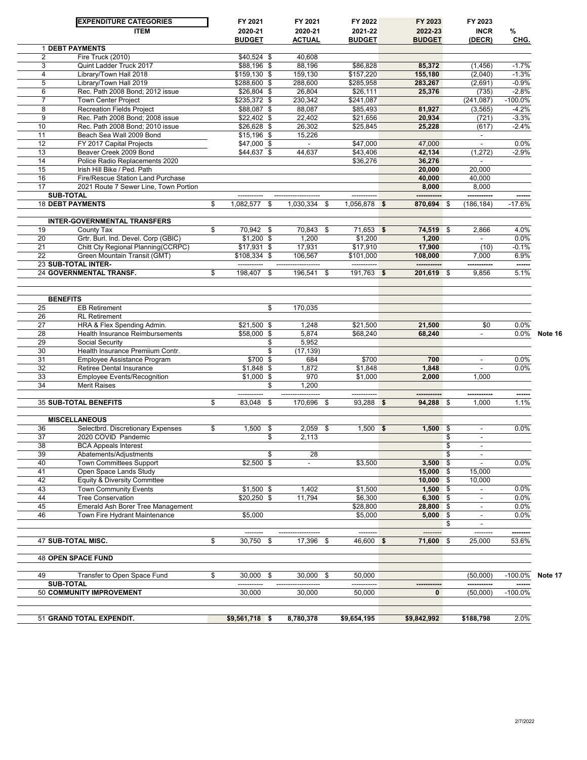| | EXPENDITURE CATEGORIES ITEM | FY 2021 2020-21 BUDGET | FY 2021 2020-21 ACTUAL | FY 2022 2021-22 BUDGET | FY 2023 2022-23 BUDGET | FY 2023 INCR (DECR) | % CHG. | |
|---|---|---|---|---|---|---|---|---|
| 1 | **DEBT PAYMENTS** | | | | | | | |
| 2 | Fire Truck (2010) | $40,524 | $ 40,608 | | | | | |
| 3 | Quint Ladder Truck 2017 | $88,196 | $ 88,196 | $86,828 | **85,372** | (1,456) | -1.7% | |
| 4 | Library/Town Hall 2018 | $159,130 | $ 159,130 | $157,220 | **155,180** | (2,040) | -1.3% | |
| 5 | Library/Town Hall 2019 | $288,600 | $ 288,600 | $285,958 | **283,267** | (2,691) | -0.9% | |
| 6 | Rec. Path 2008 Bond; 2012 issue | $26,804 | $ 26,804 | $26,111 | **25,376** | (735) | -2.8% | |
| 7 | Town Center Project | $235,372 | $ 230,342 | $241,087 | | (241,087) | -100.0% | |
| 8 | Recreation Fields Project | $88,087 | $ 88,087 | $85,493 | **81,927** | (3,565) | -4.2% | |
| 9 | Rec. Path 2008 Bond; 2008 issue | $22,402 | $ 22,402 | $21,656 | **20,934** | (721) | -3.3% | |
| 10 | Rec. Path 2008 Bond; 2010 issue | $26,628 | $ 26,302 | $25,845 | **25,228** | (617) | -2.4% | |
| 11 | Beach Sea Wall 2009 Bond | $15,196 | $ 15,226 | | | - | | |
| 12 | FY 2017 Capital Projects | $47,000 | $ - | $47,000 | **47,000** | - | 0.0% | |
| 13 | Beaver Creek 2009 Bond | $44,637 | $ 44,637 | $43,406 | **42,134** | (1,272) | -2.9% | |
| 14 | Police Radio Replacements 2020 | | | $36,276 | **36,276** | - | | |
| 15 | Irish Hill Bike / Ped. Path | | | | **20,000** | 20,000 | | |
| 16 | Fire/Rescue Station Land Purchase | | | | **40,000** | 40,000 | | |
| 17 | 2021 Route 7 Sewer Line, Town Portion | | | | **8,000** | 8,000 | | |
| | **SUB-TOTAL** | | | | | | | |
| 18 | **DEBT PAYMENTS** | $ 1,082,577 | $ 1,030,334 | $ 1,056,878 | **$ 870,694** | $ (186,184) | -17.6% | |
| | **INTER-GOVERNMENTAL TRANSFERS** | | | | | | | |
| 19 | County Tax | $ 70,942 | $ 70,843 | $ 71,653 | **$ 74,519** | $ 2,866 | 4.0% | |
| 20 | Grtr. Burl. Ind. Devel. Corp (GBIC) | $1,200 | $ 1,200 | $1,200 | **1,200** | - | 0.0% | |
| 21 | Chitt Cty Regional Planning(CCRPC) | $17,931 | $ 17,931 | $17,910 | **17,900** | (10) | -0.1% | |
| 22 | Green Mountain Transit (GMT) | $108,334 | $ 106,567 | $101,000 | **108,000** | 7,000 | 6.9% | |
| 23 | **SUB-TOTAL INTER-** | | | | | | | |
| 24 | **GOVERNMENTAL TRANSF.** | $ 198,407 | $ 196,541 | $ 191,763 | **$ 201,619** | $ 9,856 | 5.1% | |
| | **BENEFITS** | | | | | | | |
| 25 | EB Retirement | | $ 170,035 | | | | | |
| 26 | RL Retirement | | | | | | | |
| 27 | HRA & Flex Spending Admin. | $21,500 | $ 1,248 | $21,500 | **21,500** | $0 | 0.0% | |
| 28 | Health Insurance Reimbursements | $58,000 | $ 5,874 | $68,240 | **68,240** | - | 0.0% | **Note 16** |
| 29 | Social Security | | $ 5,952 | | | | | |
| 30 | Health Insurance Premiium Contr. | | $ (17,139) | | | | | |
| 31 | Employee Assistance Program | $700 | $ 684 | $700 | **700** | - | 0.0% | |
| 32 | Retiree Dental Insurance | $1,848 | $ 1,872 | $1,848 | **1,848** | - | 0.0% | |
| 33 | Employee Events/Recognition | $1,000 | $ 970 | $1,000 | **2,000** | 1,000 | | |
| 34 | Merit Raises | | $ 1,200 | | | | | |
| 35 | **SUB-TOTAL BENEFITS** | $ 83,048 | $ 170,696 | $ 93,288 | **$ 94,288** | $ 1,000 | 1.1% | |
| | **MISCELLANEOUS** | | | | | | | |
| 36 | Selectbrd. Discretionary Expenses | $ 1,500 | $ 2,059 | $ 1,500 | **$ 1,500** | $ - | 0.0% | |
| 37 | 2020 COVID Pandemic | | $ 2,113 | | | $ - | | |
| 38 | BCA Appeals Interest | | | | | $ - | | |
| 39 | Abatements/Adjustments | | $ 28 | | | $ - | | |
| 40 | Town Committees Support | $2,500 | $ - | $3,500 | **3,500** | $ - | 0.0% | |
| 41 | Open Space Lands Study | | | | **15,000** | $ 15,000 | | |
| 42 | Equity & Diversity Commttee | | | | **10,000** | $ 10,000 | | |
| 43 | Town Community Events | $1,500 | $ 1,402 | $1,500 | **1,500** | $ - | 0.0% | |
| 44 | Tree Conservation | $20,250 | $ 11,794 | $6,300 | **6,300** | $ - | 0.0% | |
| 45 | Emerald Ash Borer Tree Management | | | $28,800 | **28,800** | $ - | 0.0% | |
| 46 | Town Fire Hydrant Maintenance | $5,000 | | $5,000 | **5,000** | $ - | 0.0% | |
| | | | | | | $ - | | |
| 47 | **SUB-TOTAL MISC.** | $ 30,750 | $ 17,396 | $ 46,600 | **$ 71,600** | $ 25,000 | 53.6% | |
| 48 | **OPEN SPACE FUND** | | | | | | | |
| 49 | Transfer to Open Space Fund | $ 30,000 | $ 30,000 | $ 50,000 | | (50,000) | -100.0% | **Note 17** |
| | **SUB-TOTAL** | | | | | | | |
| 50 | **COMMUNITY IMPROVEMENT** | 30,000 | 30,000 | 50,000 | **0** | (50,000) | -100.0% | |
| 51 | **GRAND TOTAL EXPENDIT.** | **$9,561,718** | **$ 8,780,378** | **$9,654,195** | **$9,842,992** | **$188,798** | 2.0% | |

2/7/2022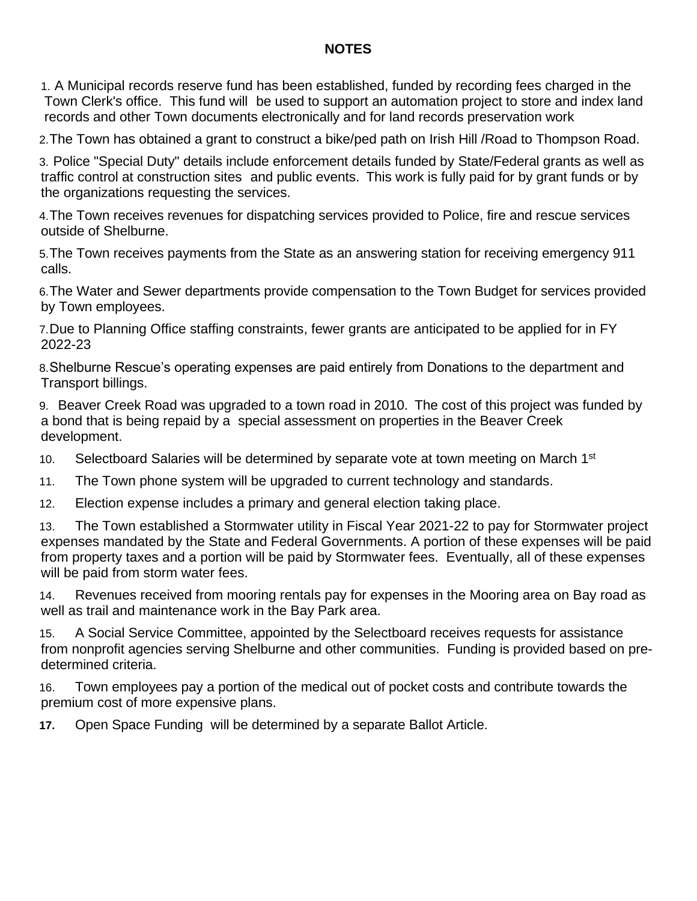## NOTES

1. A Municipal records reserve fund has been established, funded by recording fees charged in the Town Clerk's office. This fund will be used to support an automation project to store and index land records and other Town documents electronically and for land records preservation work

2. The Town has obtained a grant to construct a bike/ped path on Irish Hill /Road to Thompson Road.

3. Police "Special Duty" details include enforcement details funded by State/Federal grants as well as traffic control at construction sites and public events. This work is fully paid for by grant funds or by the organizations requesting the services.

4. The Town receives revenues for dispatching services provided to Police, fire and rescue services outside of Shelburne.

5. The Town receives payments from the State as an answering station for receiving emergency 911 calls.

6. The Water and Sewer departments provide compensation to the Town Budget for services provided by Town employees.

7. Due to Planning Office staffing constraints, fewer grants are anticipated to be applied for in FY 2022-23

8. Shelburne Rescue's operating expenses are paid entirely from Donations to the department and Transport billings.

9. Beaver Creek Road was upgraded to a town road in 2010. The cost of this project was funded by a bond that is being repaid by a special assessment on properties in the Beaver Creek development.

10. Selectboard Salaries will be determined by separate vote at town meeting on March 1st

11. The Town phone system will be upgraded to current technology and standards.

12. Election expense includes a primary and general election taking place.

13. The Town established a Stormwater utility in Fiscal Year 2021-22 to pay for Stormwater project expenses mandated by the State and Federal Governments. A portion of these expenses will be paid from property taxes and a portion will be paid by Stormwater fees. Eventually, all of these expenses will be paid from storm water fees.

14. Revenues received from mooring rentals pay for expenses in the Mooring area on Bay road as well as trail and maintenance work in the Bay Park area.

15. A Social Service Committee, appointed by the Selectboard receives requests for assistance from nonprofit agencies serving Shelburne and other communities. Funding is provided based on pre-determined criteria.

16. Town employees pay a portion of the medical out of pocket costs and contribute towards the premium cost of more expensive plans.

17. Open Space Funding will be determined by a separate Ballot Article.